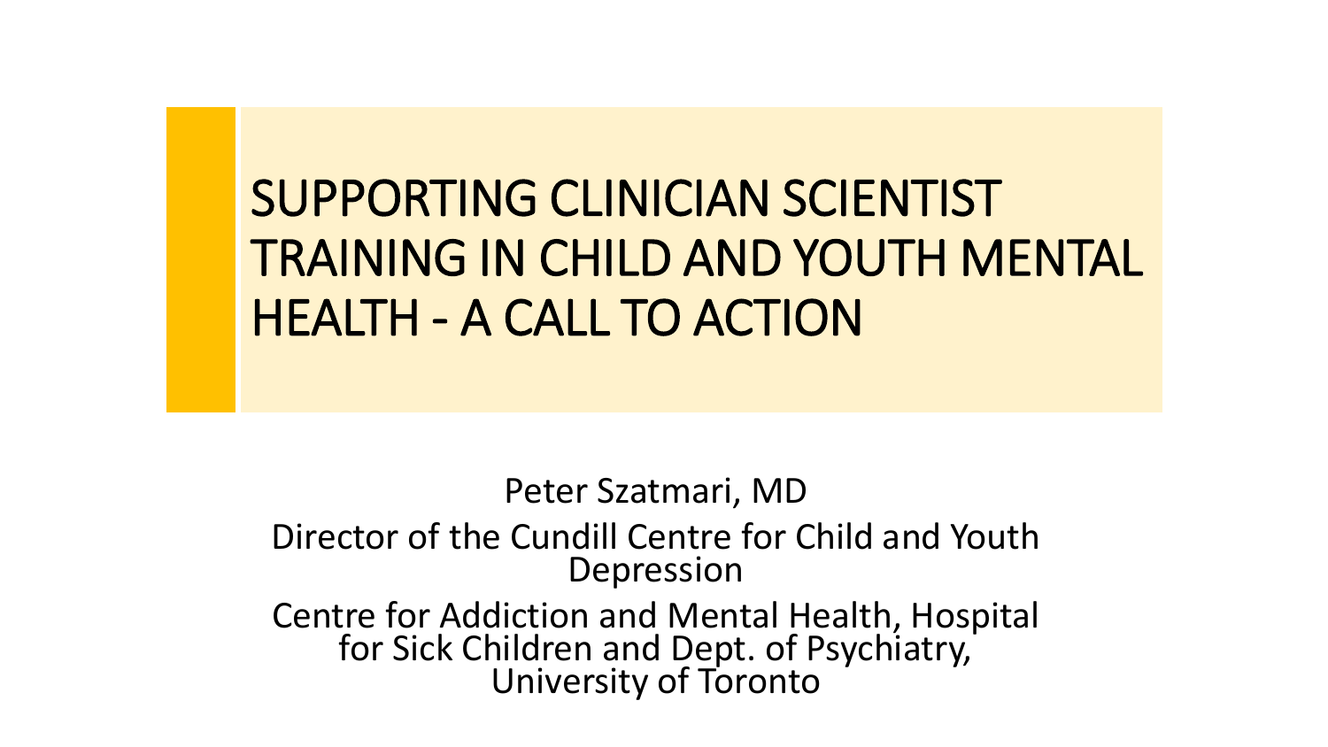# SUPPORTING CLINICIAN SCIENTIST TRAINING IN CHILD AND YOUTH MENTAL HEALTH - A CALL TO ACTION

Peter Szatmari, MD

Director of the Cundill Centre for Child and Youth Depression

Centre for Addiction and Mental Health, Hospital for Sick Children and Dept. of Psychiatry, University of Toronto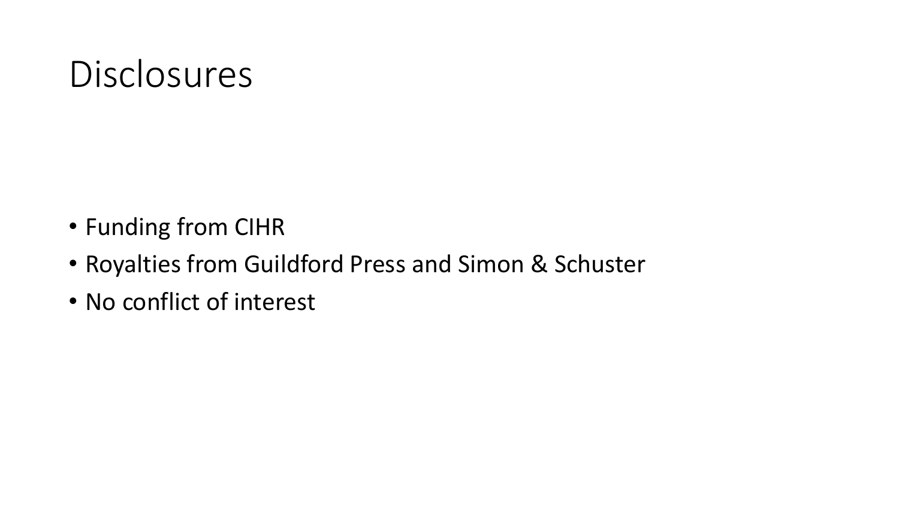# Disclosures

- Funding from CIHR
- Royalties from Guildford Press and Simon & Schuster
- No conflict of interest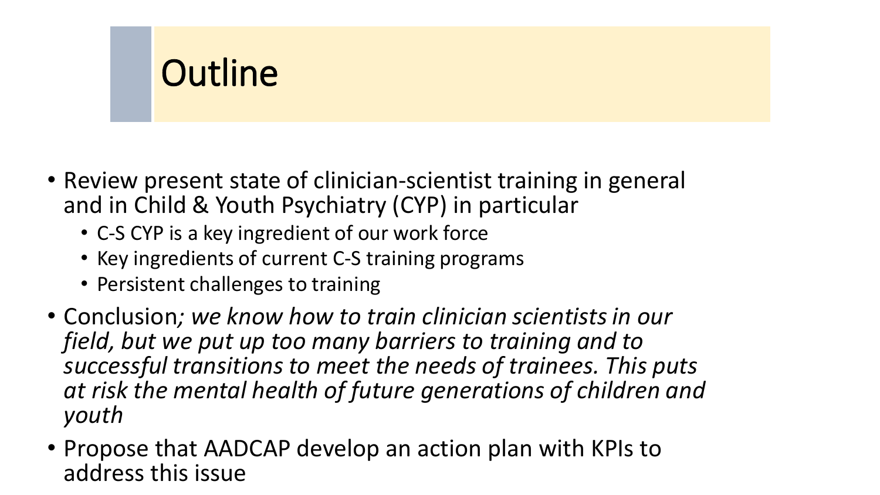# Outline

- Review present state of clinician-scientist training in general and in Child & Youth Psychiatry (CYP) in particular
  - C-S CYP is a key ingredient of our work force
  - Key ingredients of current C-S training programs
  - Persistent challenges to training
- Conclusion*; we know how to train clinician scientists in our field, but we put up too many barriers to training and to successful transitions to meet the needs of trainees. This puts at risk the mental health of future generations of children and youth*
- Propose that AADCAP develop an action plan with KPIs to address this issue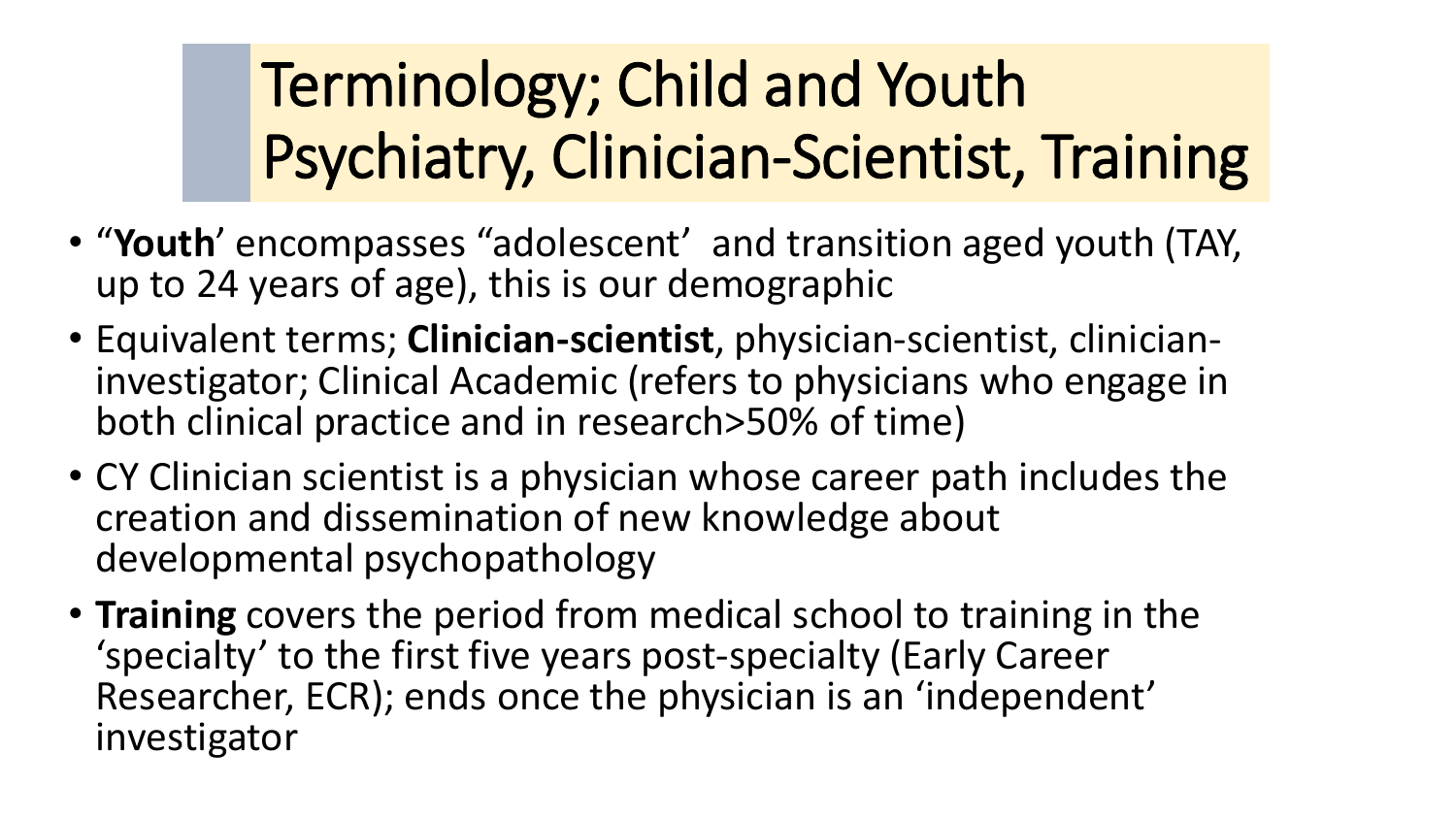# Terminology; Child and Youth Psychiatry, Clinician-Scientist, Training

- "**Youth**' encompasses "adolescent' and transition aged youth (TAY, up to 24 years of age), this is our demographic
- Equivalent terms; **Clinician-scientist**, physician-scientist, clinician-investigator; Clinical Academic (refers to physicians who engage in both clinical practice and in research>50% of time)
- CY Clinician scientist is a physician whose career path includes the creation and dissemination of new knowledge about developmental psychopathology
- **Training** covers the period from medical school to training in the 'specialty' to the first five years post-specialty (Early Career Researcher, ECR); ends once the physician is an 'independent' investigator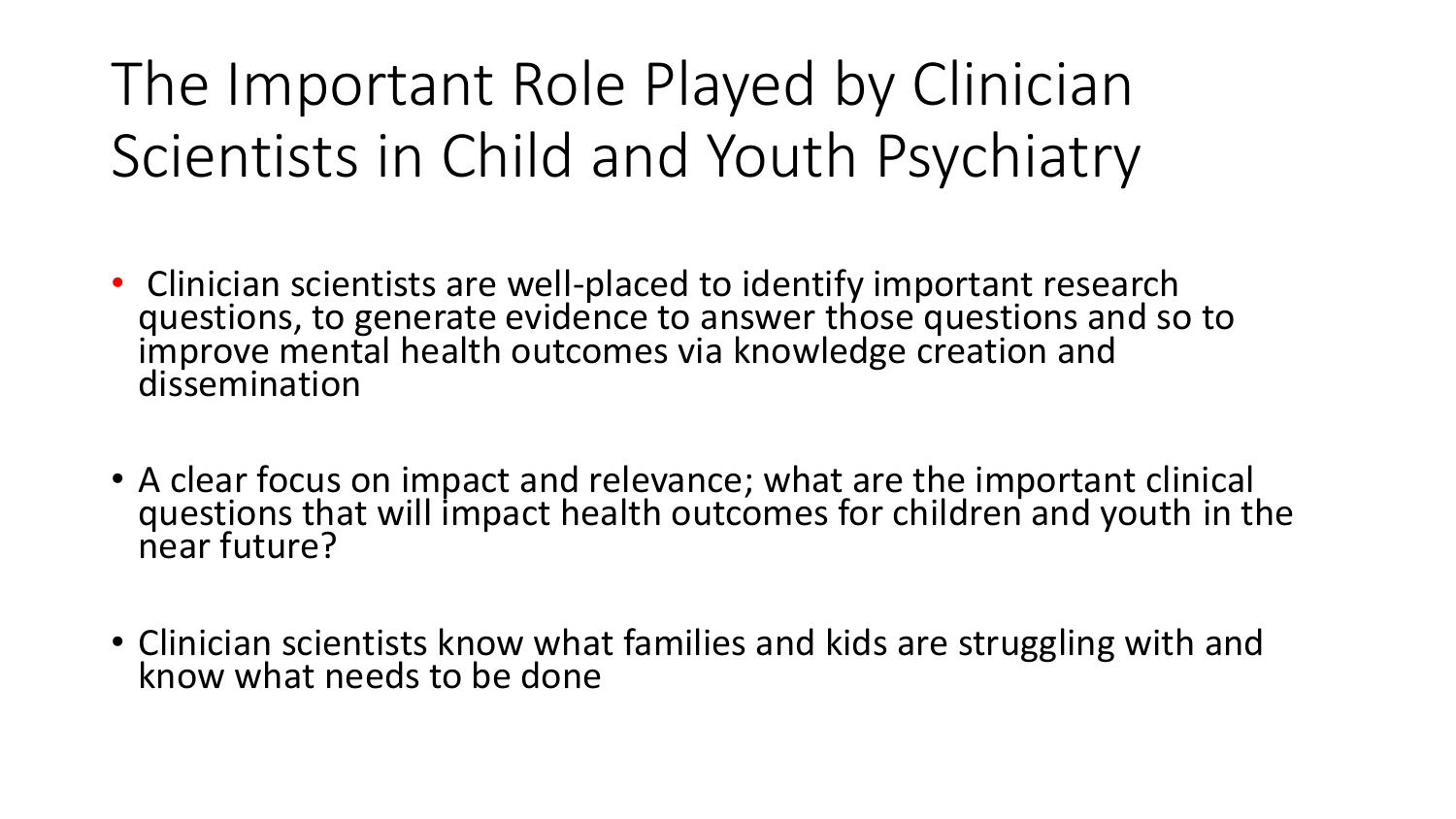# The Important Role Played by Clinician Scientists in Child and Youth Psychiatry

- Clinician scientists are well-placed to identify important research questions, to generate evidence to answer those questions and so to improve mental health outcomes via knowledge creation and dissemination

- A clear focus on impact and relevance; what are the important clinical questions that will impact health outcomes for children and youth in the near future?

- Clinician scientists know what families and kids are struggling with and know what needs to be done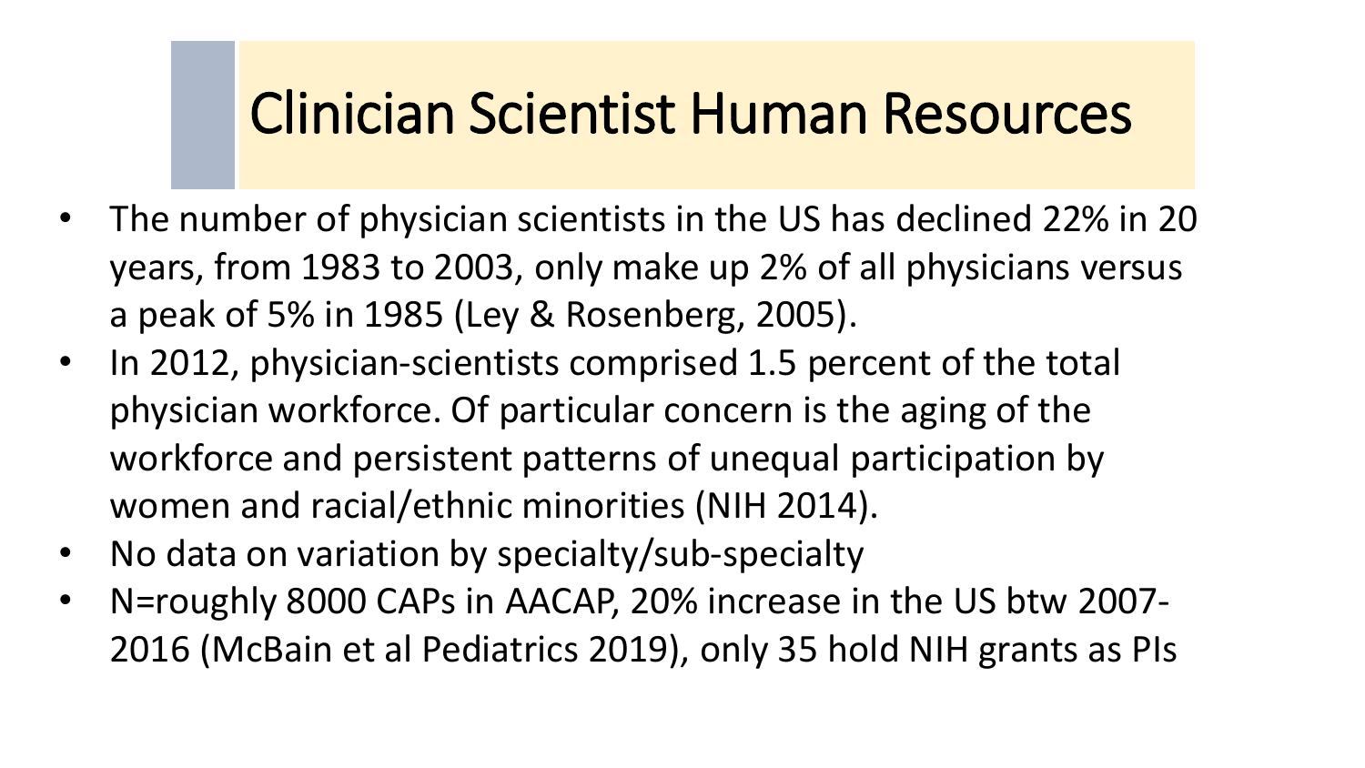# Clinician Scientist Human Resources

- The number of physician scientists in the US has declined 22% in 20 years, from 1983 to 2003, only make up 2% of all physicians versus a peak of 5% in 1985 (Ley & Rosenberg, 2005).
- In 2012, physician-scientists comprised 1.5 percent of the total physician workforce. Of particular concern is the aging of the workforce and persistent patterns of unequal participation by women and racial/ethnic minorities (NIH 2014).
- No data on variation by specialty/sub-specialty
- N=roughly 8000 CAPs in AACAP, 20% increase in the US btw 2007-2016 (McBain et al Pediatrics 2019), only 35 hold NIH grants as PIs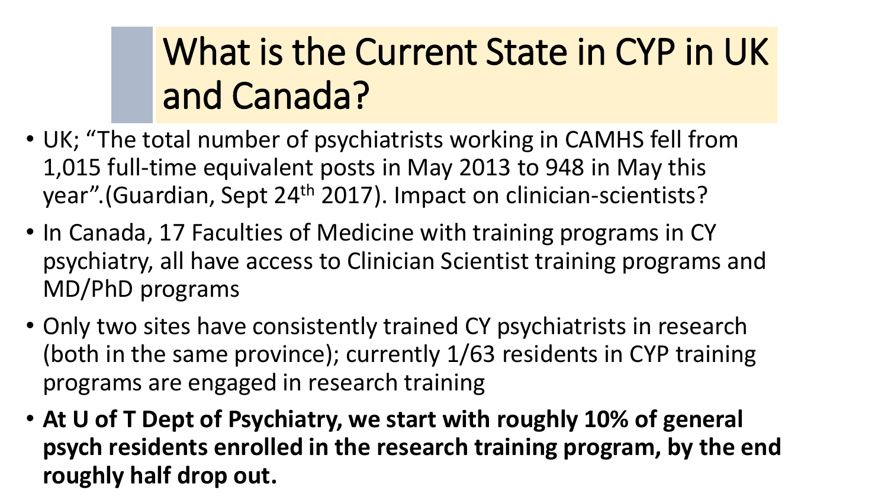# What is the Current State in CYP in UK and Canada?

- UK; “The total number of psychiatrists working in CAMHS fell from 1,015 full-time equivalent posts in May 2013 to 948 in May this year”.(Guardian, Sept 24th 2017). Impact on clinician-scientists?
- In Canada, 17 Faculties of Medicine with training programs in CY psychiatry, all have access to Clinician Scientist training programs and MD/PhD programs
- Only two sites have consistently trained CY psychiatrists in research (both in the same province); currently 1/63 residents in CYP training programs are engaged in research training
- **At U of T Dept of Psychiatry, we start with roughly 10% of general psych residents enrolled in the research training program, by the end roughly half drop out.**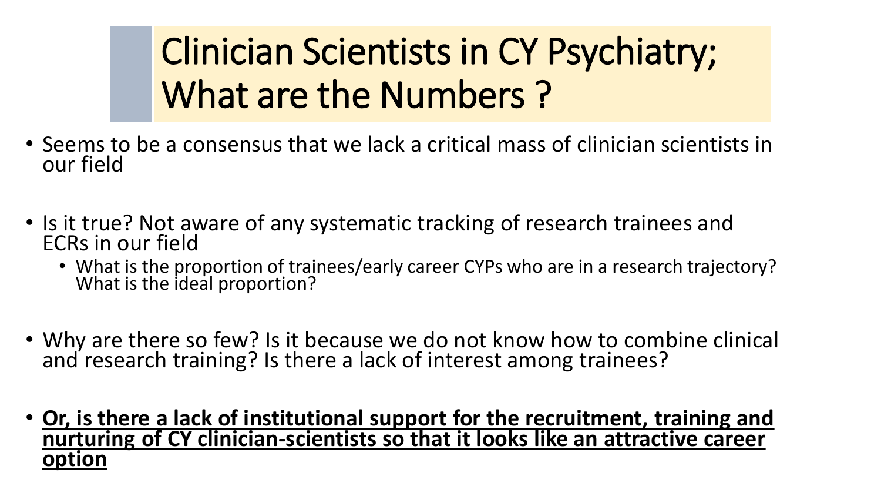# Clinician Scientists in CY Psychiatry; What are the Numbers ?

- Seems to be a consensus that we lack a critical mass of clinician scientists in our field
- Is it true? Not aware of any systematic tracking of research trainees and ECRs in our field
  - What is the proportion of trainees/early career CYPs who are in a research trajectory? What is the ideal proportion?
- Why are there so few? Is it because we do not know how to combine clinical and research training? Is there a lack of interest among trainees?
- **<u>Or, is there a lack of institutional support for the recruitment, training and nurturing of CY clinician-scientists so that it looks like an attractive career option</u>**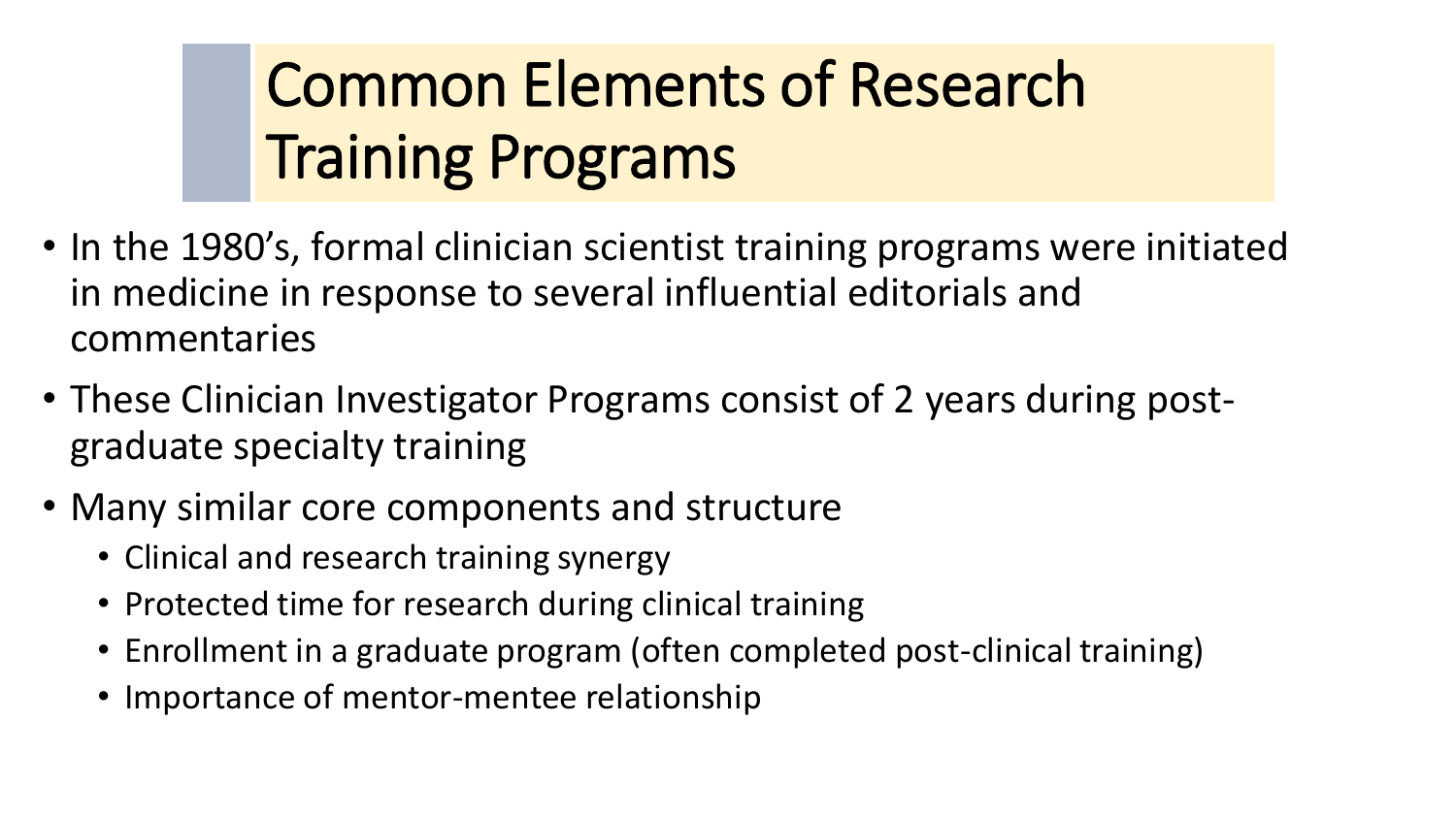# Common Elements of Research Training Programs

- In the 1980's, formal clinician scientist training programs were initiated in medicine in response to several influential editorials and commentaries
- These Clinician Investigator Programs consist of 2 years during post-graduate specialty training
- Many similar core components and structure
  - Clinical and research training synergy
  - Protected time for research during clinical training
  - Enrollment in a graduate program (often completed post-clinical training)
  - Importance of mentor-mentee relationship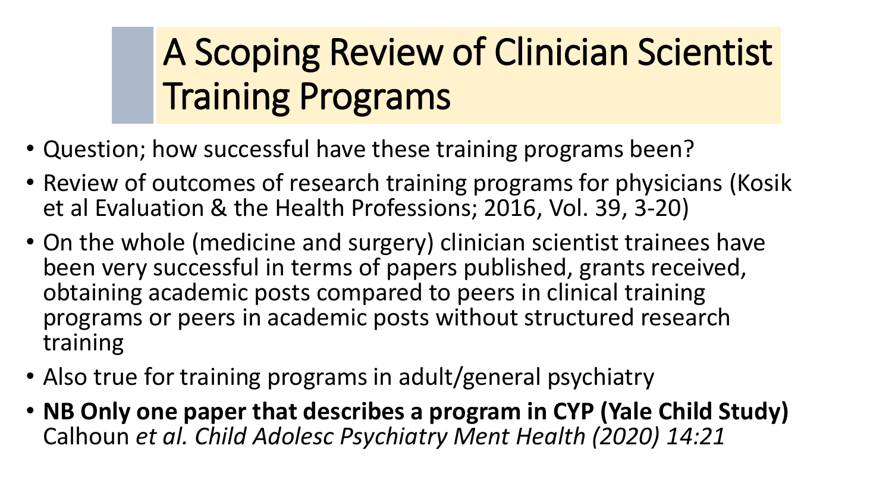# A Scoping Review of Clinician Scientist Training Programs

- Question; how successful have these training programs been?
- Review of outcomes of research training programs for physicians (Kosik et al Evaluation & the Health Professions; 2016, Vol. 39, 3-20)
- On the whole (medicine and surgery) clinician scientist trainees have been very successful in terms of papers published, grants received, obtaining academic posts compared to peers in clinical training programs or peers in academic posts without structured research training
- Also true for training programs in adult/general psychiatry
- **NB Only one paper that describes a program in CYP (Yale Child Study)** Calhoun *et al. Child Adolesc Psychiatry Ment Health (2020) 14:21*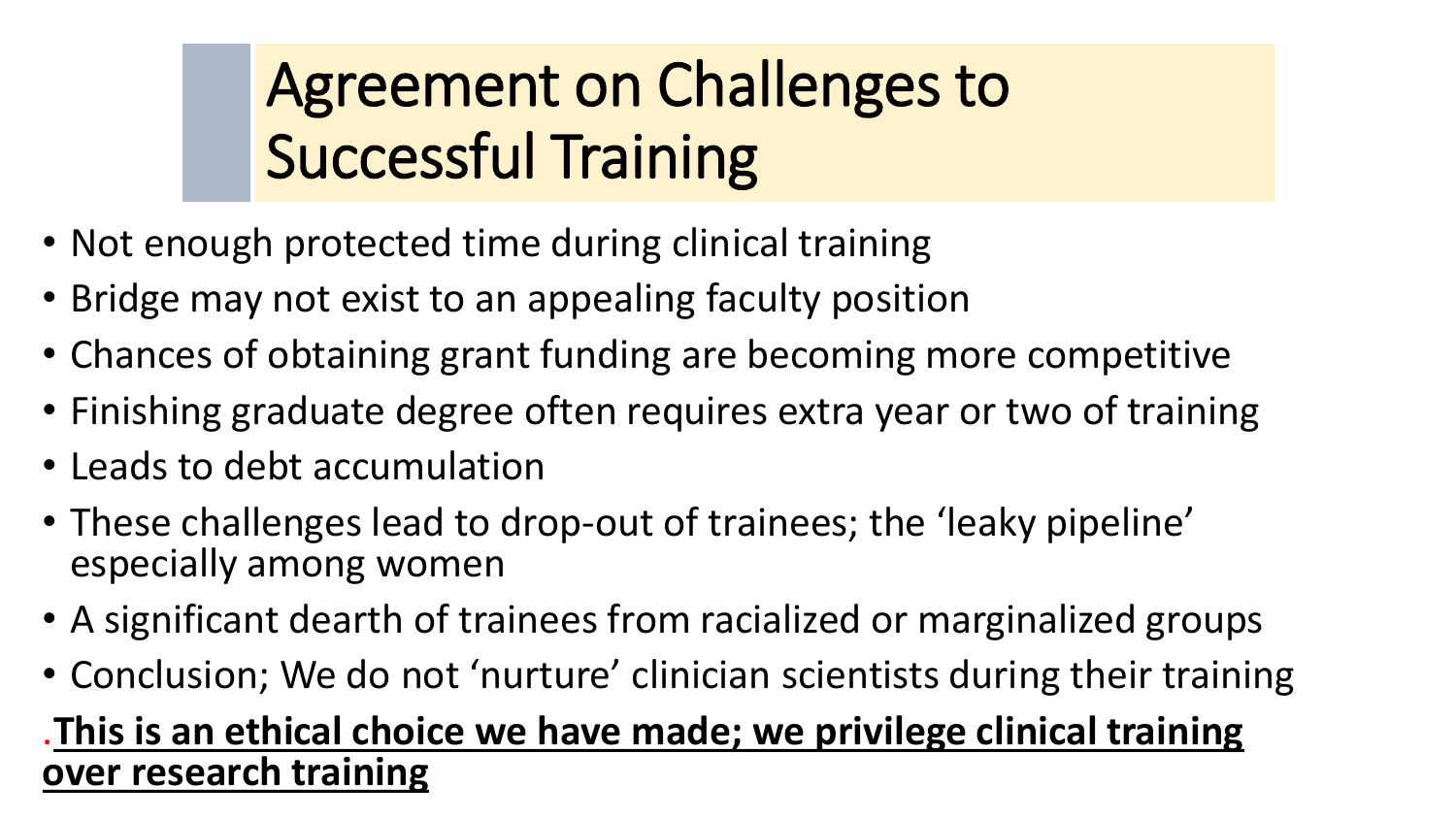# Agreement on Challenges to Successful Training

- Not enough protected time during clinical training
- Bridge may not exist to an appealing faculty position
- Chances of obtaining grant funding are becoming more competitive
- Finishing graduate degree often requires extra year or two of training
- Leads to debt accumulation
- These challenges lead to drop-out of trainees; the 'leaky pipeline' especially among women
- A significant dearth of trainees from racialized or marginalized groups
- Conclusion; We do not 'nurture' clinician scientists during their training

.**This is an ethical choice we have made; we privilege clinical training over research training**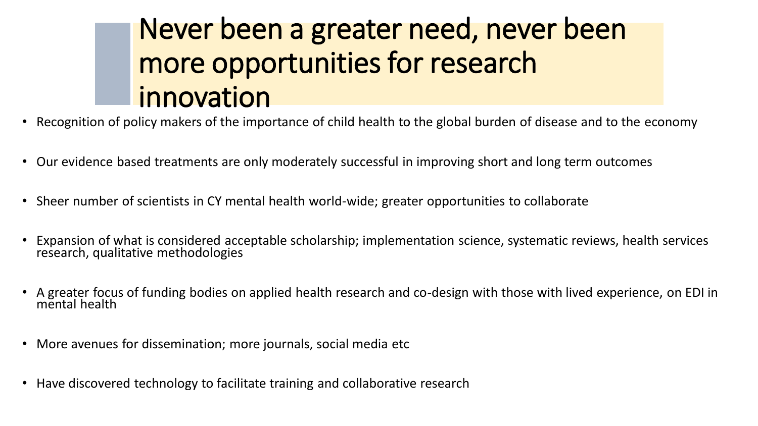# Never been a greater need, never been more opportunities for research innovation

- Recognition of policy makers of the importance of child health to the global burden of disease and to the economy
- Our evidence based treatments are only moderately successful in improving short and long term outcomes
- Sheer number of scientists in CY mental health world-wide; greater opportunities to collaborate
- Expansion of what is considered acceptable scholarship; implementation science, systematic reviews, health services research, qualitative methodologies
- A greater focus of funding bodies on applied health research and co-design with those with lived experience, on EDI in mental health
- More avenues for dissemination; more journals, social media etc
- Have discovered technology to facilitate training and collaborative research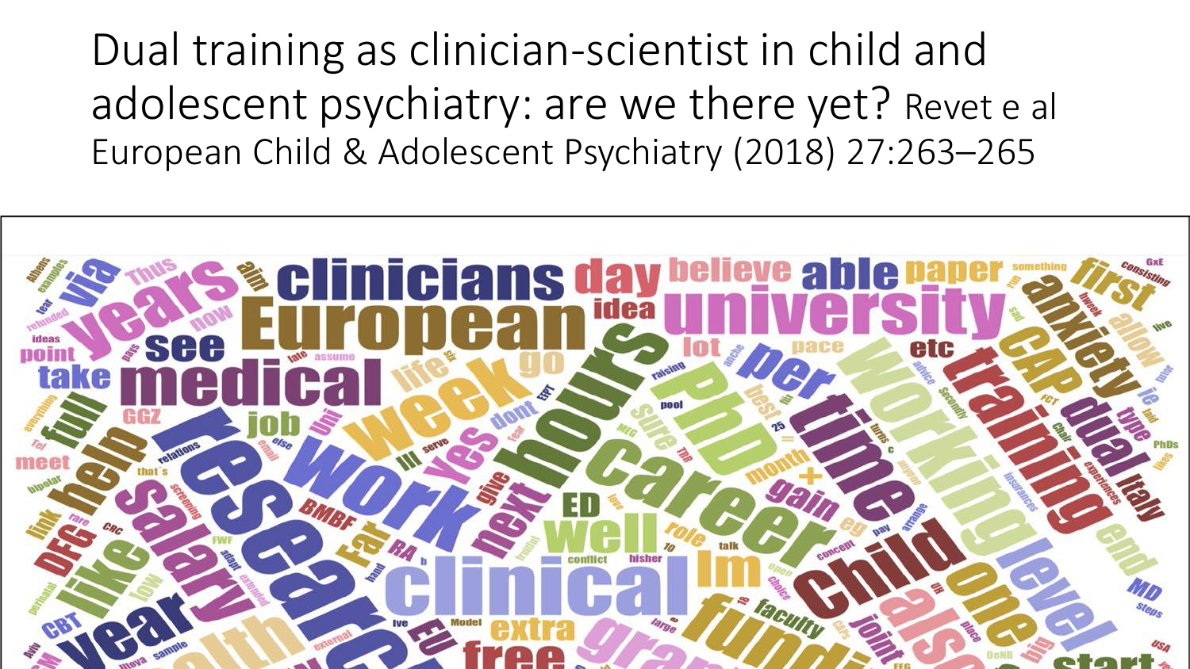# Dual training as clinician-scientist in child and adolescent psychiatry: are we there yet? Revet e al

European Child & Adolescent Psychiatry (2018) 27:263–265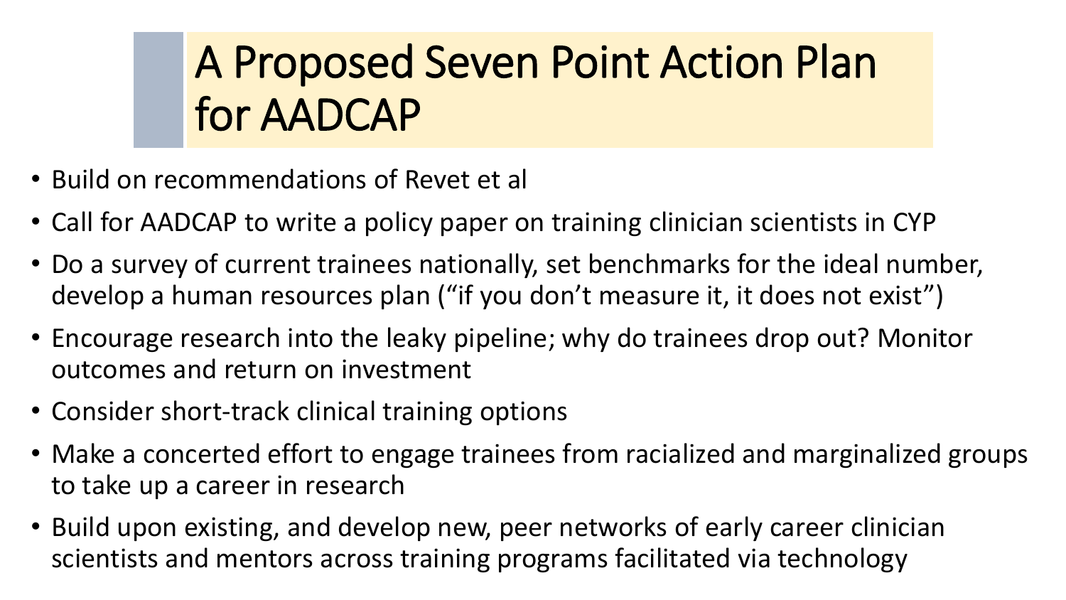# A Proposed Seven Point Action Plan for AADCAP

- Build on recommendations of Revet et al
- Call for AADCAP to write a policy paper on training clinician scientists in CYP
- Do a survey of current trainees nationally, set benchmarks for the ideal number, develop a human resources plan (“if you don’t measure it, it does not exist”)
- Encourage research into the leaky pipeline; why do trainees drop out? Monitor outcomes and return on investment
- Consider short-track clinical training options
- Make a concerted effort to engage trainees from racialized and marginalized groups to take up a career in research
- Build upon existing, and develop new, peer networks of early career clinician scientists and mentors across training programs facilitated via technology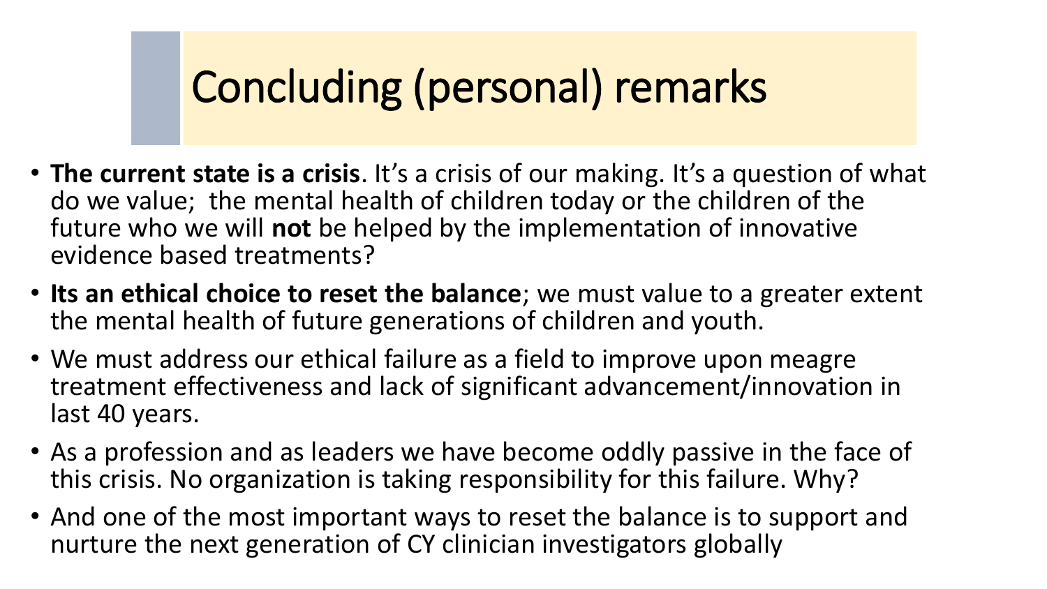# Concluding (personal) remarks

- **The current state is a crisis**. It's a crisis of our making. It's a question of what do we value; the mental health of children today or the children of the future who we will **not** be helped by the implementation of innovative evidence based treatments?
- **Its an ethical choice to reset the balance**; we must value to a greater extent the mental health of future generations of children and youth.
- We must address our ethical failure as a field to improve upon meagre treatment effectiveness and lack of significant advancement/innovation in last 40 years.
- As a profession and as leaders we have become oddly passive in the face of this crisis. No organization is taking responsibility for this failure. Why?
- And one of the most important ways to reset the balance is to support and nurture the next generation of CY clinician investigators globally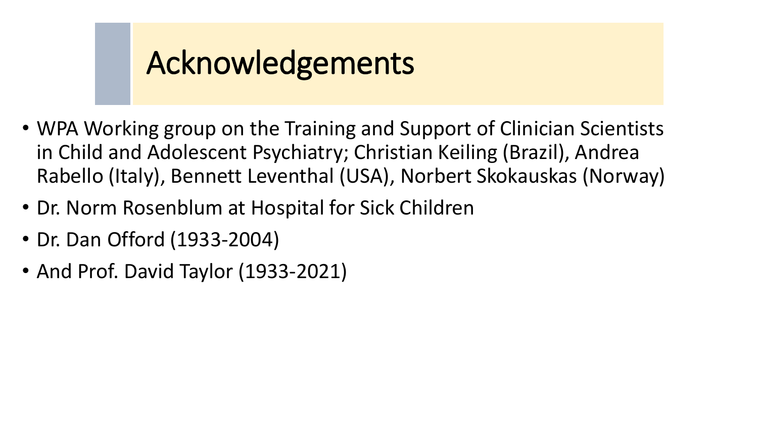# Acknowledgements

- WPA Working group on the Training and Support of Clinician Scientists in Child and Adolescent Psychiatry; Christian Keiling (Brazil), Andrea Rabello (Italy), Bennett Leventhal (USA), Norbert Skokauskas (Norway)
- Dr. Norm Rosenblum at Hospital for Sick Children
- Dr. Dan Offord (1933-2004)
- And Prof. David Taylor (1933-2021)